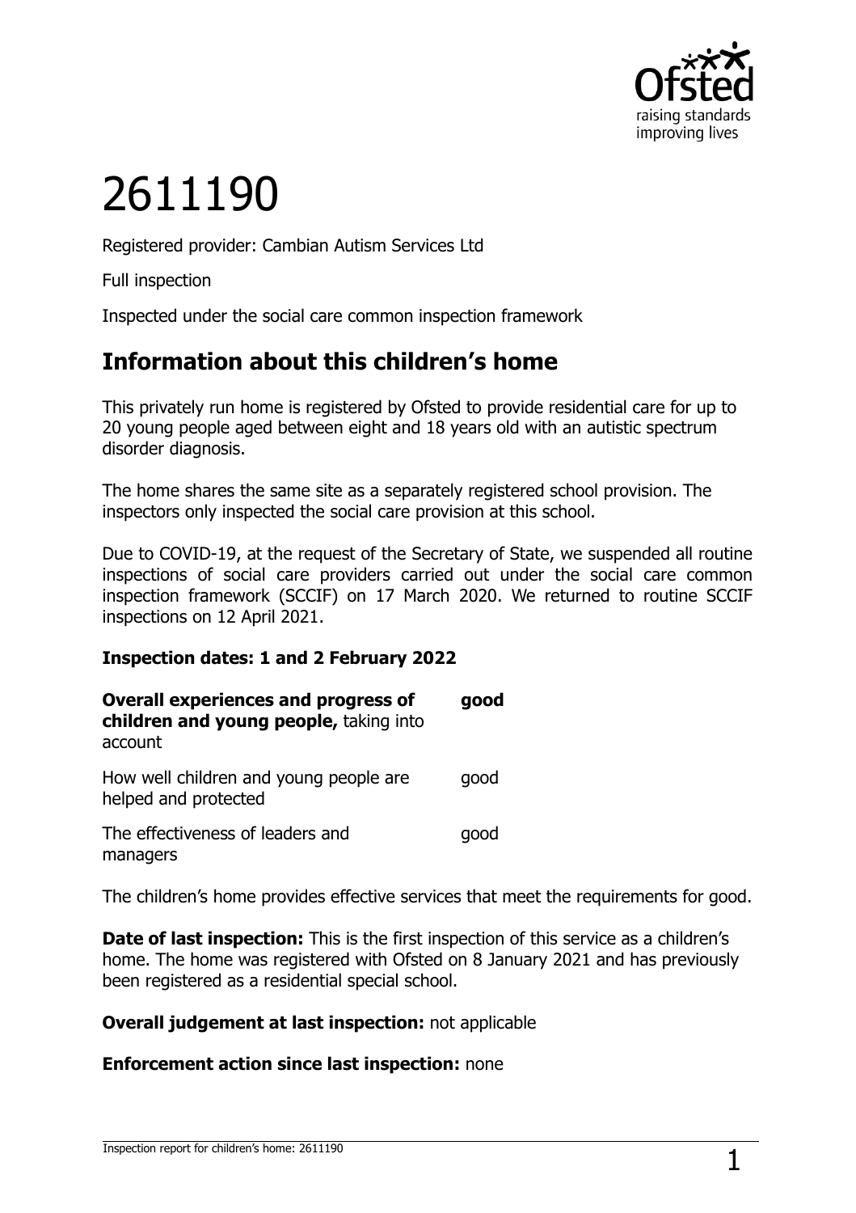# 2611190

Registered provider: Cambian Autism Services Ltd

Full inspection

Inspected under the social care common inspection framework

## Information about this children's home

This privately run home is registered by Ofsted to provide residential care for up to 20 young people aged between eight and 18 years old with an autistic spectrum disorder diagnosis.

The home shares the same site as a separately registered school provision. The inspectors only inspected the social care provision at this school.

Due to COVID-19, at the request of the Secretary of State, we suspended all routine inspections of social care providers carried out under the social care common inspection framework (SCCIF) on 17 March 2020. We returned to routine SCCIF inspections on 12 April 2021.

**Inspection dates: 1 and 2 February 2022**

| | |
|---|---|
| **Overall experiences and progress of children and young people,** taking into account | **good** |
| How well children and young people are helped and protected | good |
| The effectiveness of leaders and managers | good |

The children's home provides effective services that meet the requirements for good.

**Date of last inspection:** This is the first inspection of this service as a children's home. The home was registered with Ofsted on 8 January 2021 and has previously been registered as a residential special school.

**Overall judgement at last inspection:** not applicable

**Enforcement action since last inspection:** none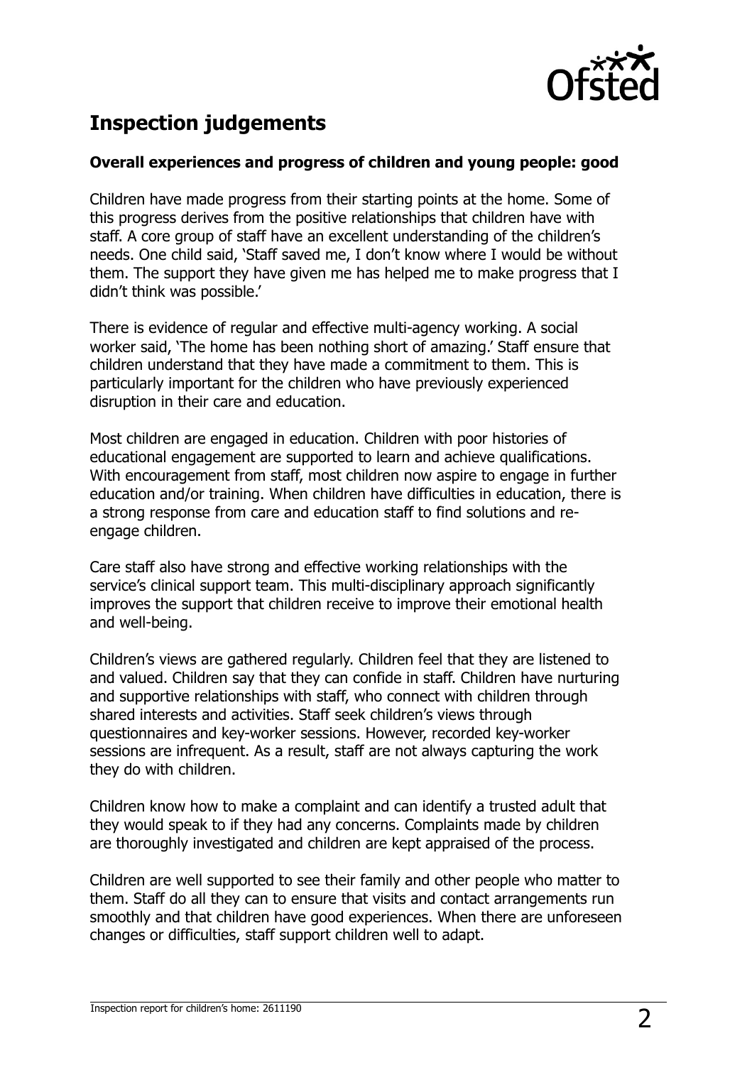## Inspection judgements

### Overall experiences and progress of children and young people: good

Children have made progress from their starting points at the home. Some of this progress derives from the positive relationships that children have with staff. A core group of staff have an excellent understanding of the children's needs. One child said, 'Staff saved me, I don't know where I would be without them. The support they have given me has helped me to make progress that I didn't think was possible.'

There is evidence of regular and effective multi-agency working. A social worker said, 'The home has been nothing short of amazing.' Staff ensure that children understand that they have made a commitment to them. This is particularly important for the children who have previously experienced disruption in their care and education.

Most children are engaged in education. Children with poor histories of educational engagement are supported to learn and achieve qualifications. With encouragement from staff, most children now aspire to engage in further education and/or training. When children have difficulties in education, there is a strong response from care and education staff to find solutions and re-engage children.

Care staff also have strong and effective working relationships with the service's clinical support team. This multi-disciplinary approach significantly improves the support that children receive to improve their emotional health and well-being.

Children's views are gathered regularly. Children feel that they are listened to and valued. Children say that they can confide in staff. Children have nurturing and supportive relationships with staff, who connect with children through shared interests and activities. Staff seek children's views through questionnaires and key-worker sessions. However, recorded key-worker sessions are infrequent. As a result, staff are not always capturing the work they do with children.

Children know how to make a complaint and can identify a trusted adult that they would speak to if they had any concerns. Complaints made by children are thoroughly investigated and children are kept appraised of the process.

Children are well supported to see their family and other people who matter to them. Staff do all they can to ensure that visits and contact arrangements run smoothly and that children have good experiences. When there are unforeseen changes or difficulties, staff support children well to adapt.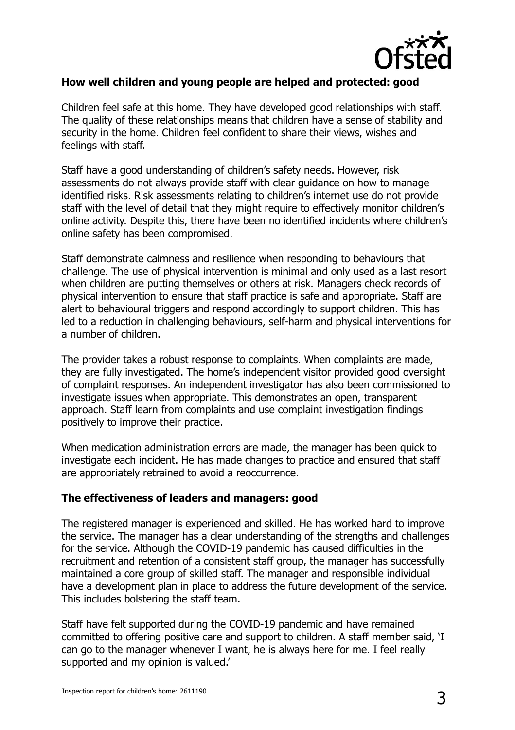**How well children and young people are helped and protected: good**

Children feel safe at this home. They have developed good relationships with staff. The quality of these relationships means that children have a sense of stability and security in the home. Children feel confident to share their views, wishes and feelings with staff.

Staff have a good understanding of children's safety needs. However, risk assessments do not always provide staff with clear guidance on how to manage identified risks. Risk assessments relating to children's internet use do not provide staff with the level of detail that they might require to effectively monitor children's online activity. Despite this, there have been no identified incidents where children's online safety has been compromised.

Staff demonstrate calmness and resilience when responding to behaviours that challenge. The use of physical intervention is minimal and only used as a last resort when children are putting themselves or others at risk. Managers check records of physical intervention to ensure that staff practice is safe and appropriate. Staff are alert to behavioural triggers and respond accordingly to support children. This has led to a reduction in challenging behaviours, self-harm and physical interventions for a number of children.

The provider takes a robust response to complaints. When complaints are made, they are fully investigated. The home's independent visitor provided good oversight of complaint responses. An independent investigator has also been commissioned to investigate issues when appropriate. This demonstrates an open, transparent approach. Staff learn from complaints and use complaint investigation findings positively to improve their practice.

When medication administration errors are made, the manager has been quick to investigate each incident. He has made changes to practice and ensured that staff are appropriately retrained to avoid a reoccurrence.

**The effectiveness of leaders and managers: good**

The registered manager is experienced and skilled. He has worked hard to improve the service. The manager has a clear understanding of the strengths and challenges for the service. Although the COVID-19 pandemic has caused difficulties in the recruitment and retention of a consistent staff group, the manager has successfully maintained a core group of skilled staff. The manager and responsible individual have a development plan in place to address the future development of the service. This includes bolstering the staff team.

Staff have felt supported during the COVID-19 pandemic and have remained committed to offering positive care and support to children. A staff member said, 'I can go to the manager whenever I want, he is always here for me. I feel really supported and my opinion is valued.'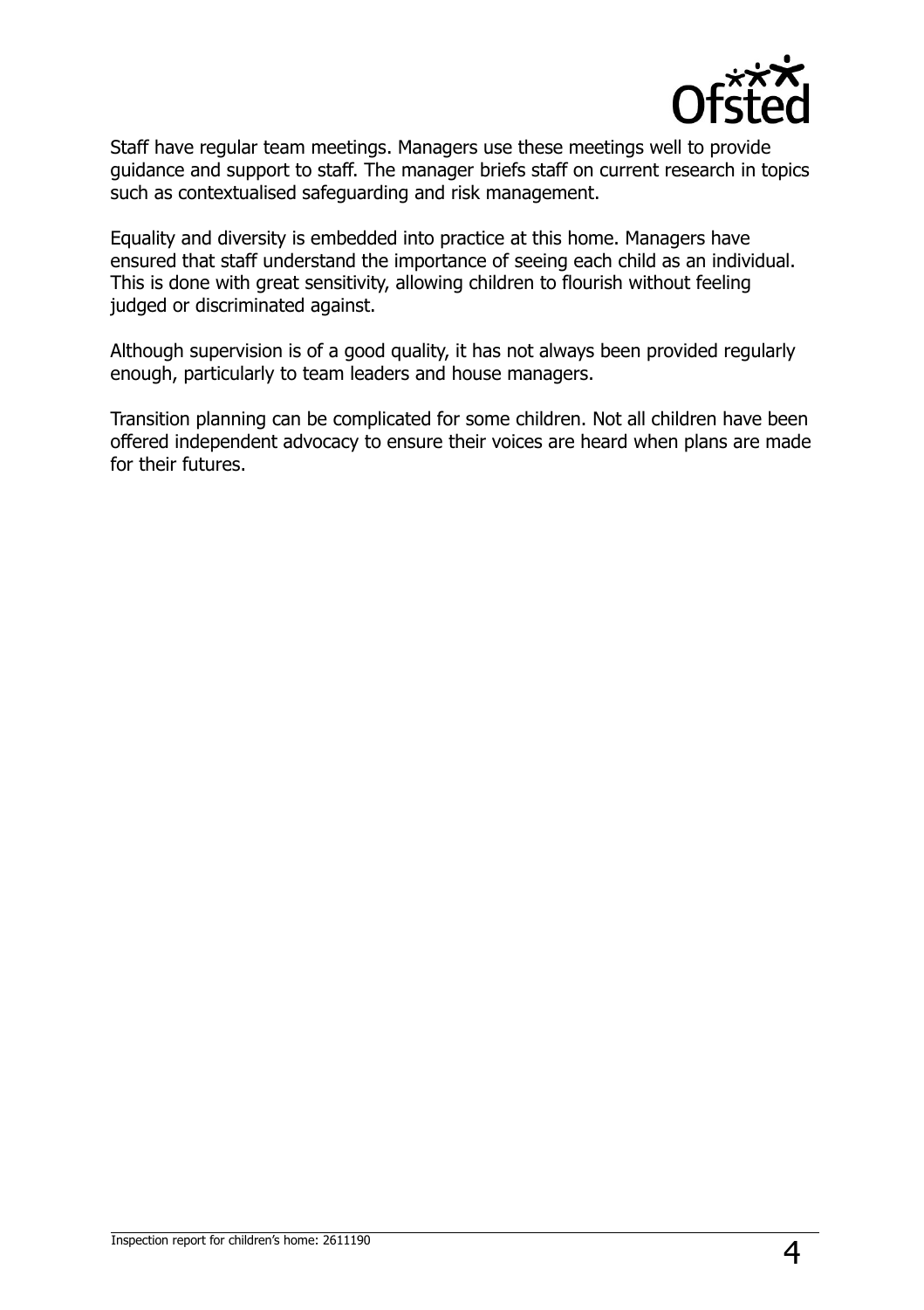Staff have regular team meetings. Managers use these meetings well to provide guidance and support to staff. The manager briefs staff on current research in topics such as contextualised safeguarding and risk management.

Equality and diversity is embedded into practice at this home. Managers have ensured that staff understand the importance of seeing each child as an individual. This is done with great sensitivity, allowing children to flourish without feeling judged or discriminated against.

Although supervision is of a good quality, it has not always been provided regularly enough, particularly to team leaders and house managers.

Transition planning can be complicated for some children. Not all children have been offered independent advocacy to ensure their voices are heard when plans are made for their futures.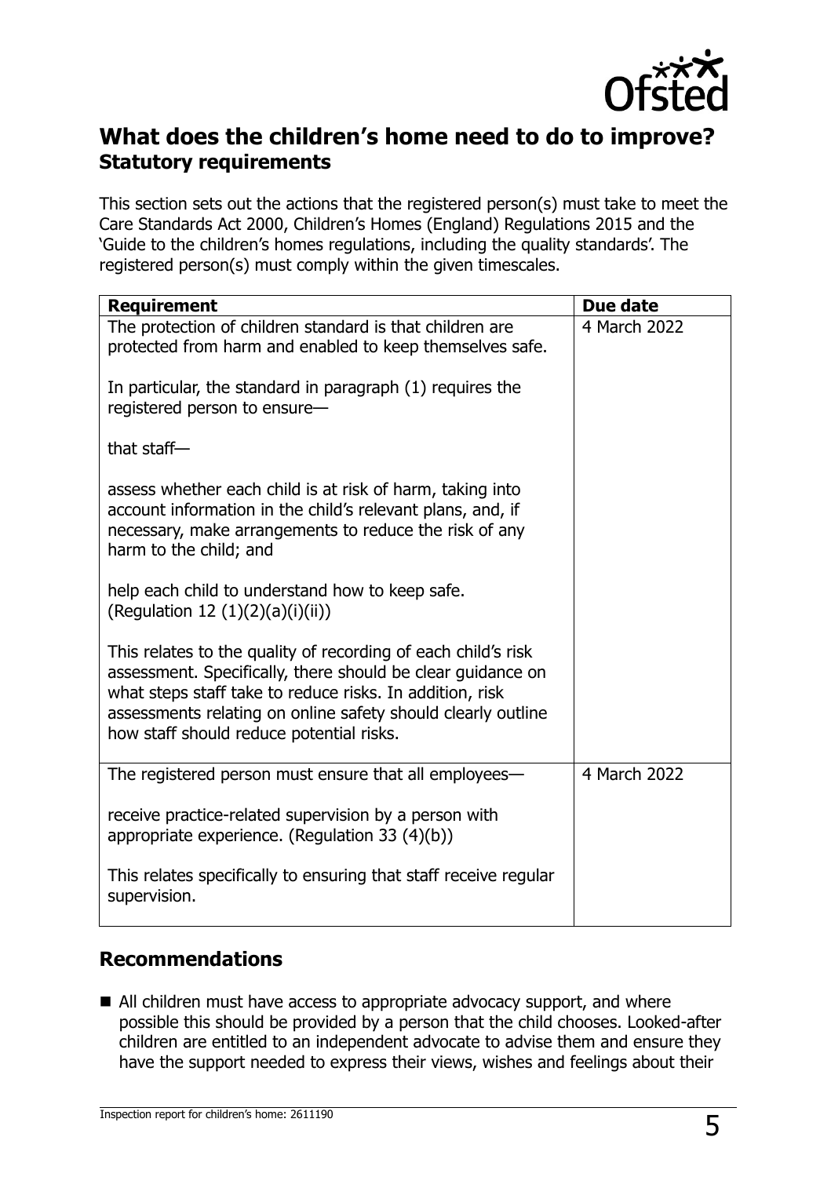## What does the children's home need to do to improve?

### Statutory requirements

This section sets out the actions that the registered person(s) must take to meet the Care Standards Act 2000, Children's Homes (England) Regulations 2015 and the 'Guide to the children's homes regulations, including the quality standards'. The registered person(s) must comply within the given timescales.

| Requirement | Due date |
|---|---|
| The protection of children standard is that children are protected from harm and enabled to keep themselves safe.<br><br>In particular, the standard in paragraph (1) requires the registered person to ensure—<br><br>that staff—<br><br>assess whether each child is at risk of harm, taking into account information in the child's relevant plans, and, if necessary, make arrangements to reduce the risk of any harm to the child; and<br><br>help each child to understand how to keep safe. (Regulation 12 (1)(2)(a)(i)(ii))<br><br>This relates to the quality of recording of each child's risk assessment. Specifically, there should be clear guidance on what steps staff take to reduce risks. In addition, risk assessments relating on online safety should clearly outline how staff should reduce potential risks. | 4 March 2022 |
| The registered person must ensure that all employees—<br><br>receive practice-related supervision by a person with appropriate experience. (Regulation 33 (4)(b))<br><br>This relates specifically to ensuring that staff receive regular supervision. | 4 March 2022 |

## Recommendations

- All children must have access to appropriate advocacy support, and where possible this should be provided by a person that the child chooses. Looked-after children are entitled to an independent advocate to advise them and ensure they have the support needed to express their views, wishes and feelings about their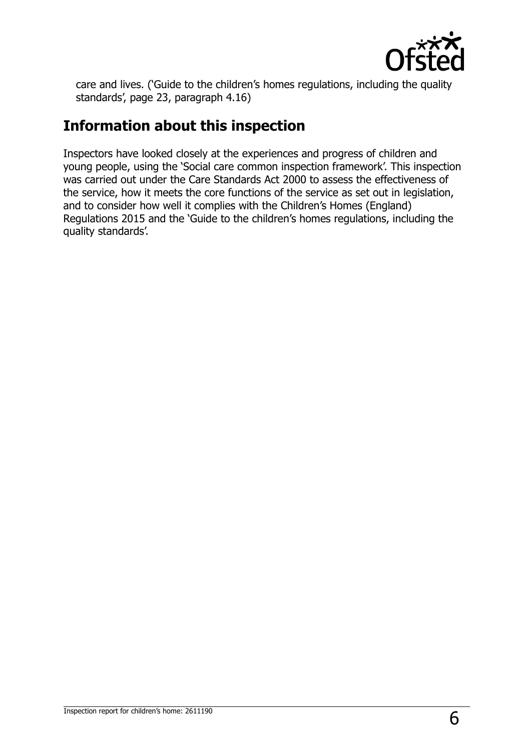care and lives. ('Guide to the children's homes regulations, including the quality standards', page 23, paragraph 4.16)

## Information about this inspection

Inspectors have looked closely at the experiences and progress of children and young people, using the 'Social care common inspection framework'. This inspection was carried out under the Care Standards Act 2000 to assess the effectiveness of the service, how it meets the core functions of the service as set out in legislation, and to consider how well it complies with the Children's Homes (England) Regulations 2015 and the 'Guide to the children's homes regulations, including the quality standards'.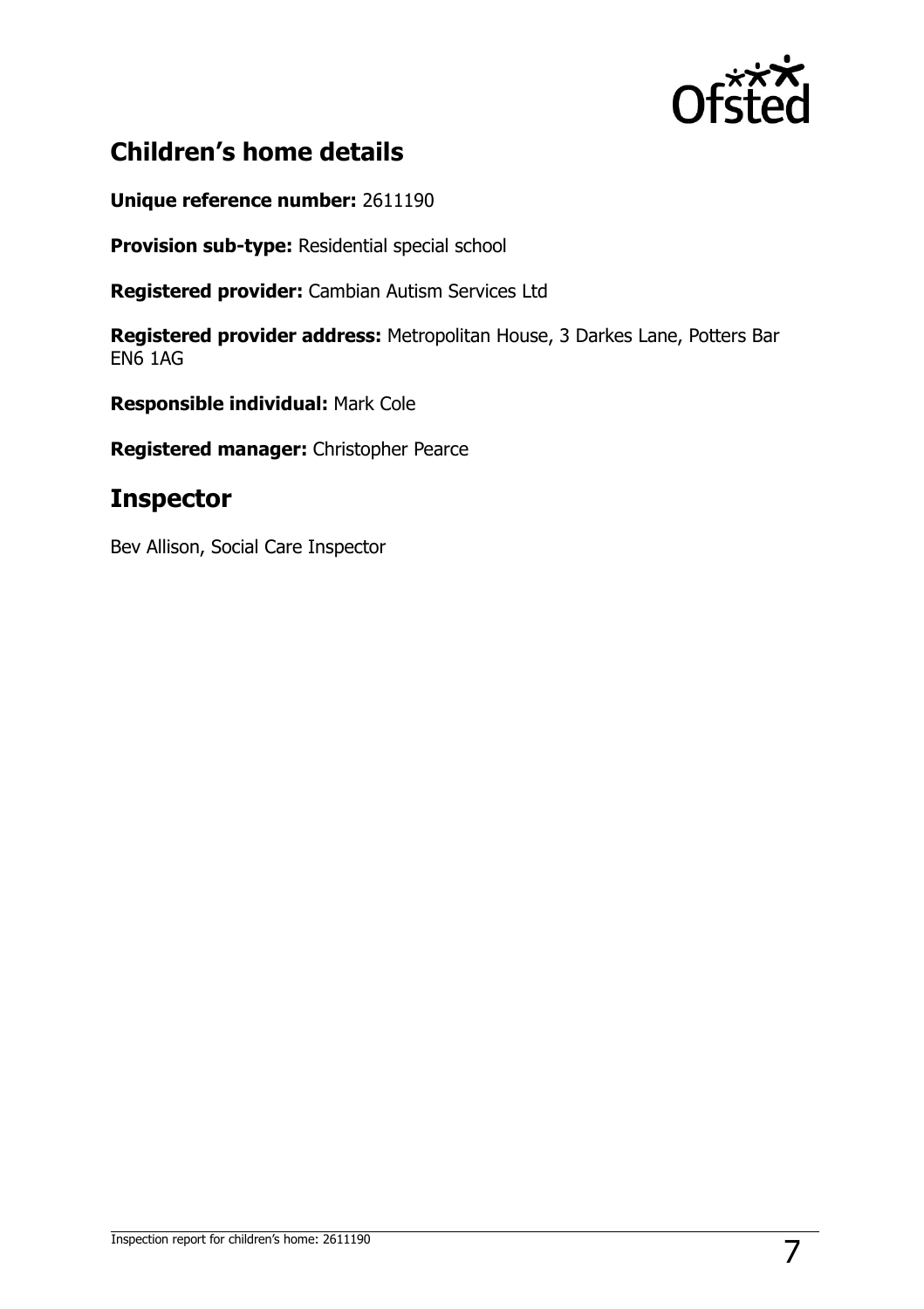## Children's home details

**Unique reference number:** 2611190

**Provision sub-type:** Residential special school

**Registered provider:** Cambian Autism Services Ltd

**Registered provider address:** Metropolitan House, 3 Darkes Lane, Potters Bar EN6 1AG

**Responsible individual:** Mark Cole

**Registered manager:** Christopher Pearce

## Inspector

Bev Allison, Social Care Inspector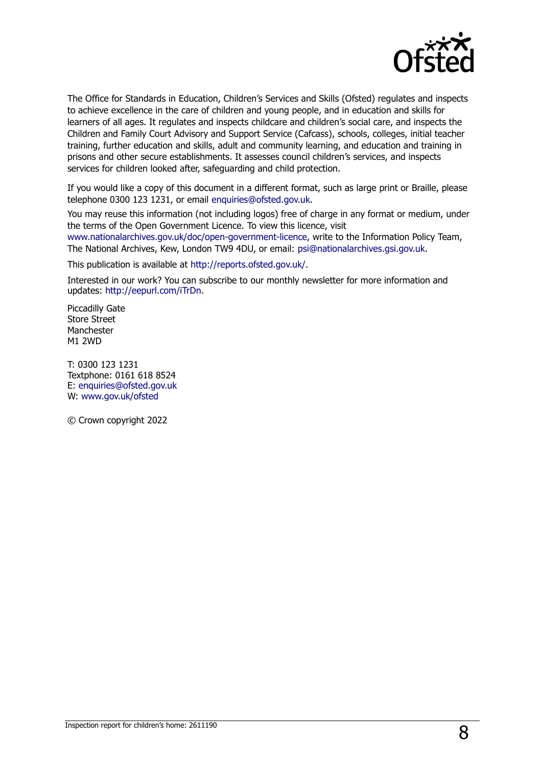The Office for Standards in Education, Children's Services and Skills (Ofsted) regulates and inspects to achieve excellence in the care of children and young people, and in education and skills for learners of all ages. It regulates and inspects childcare and children's social care, and inspects the Children and Family Court Advisory and Support Service (Cafcass), schools, colleges, initial teacher training, further education and skills, adult and community learning, and education and training in prisons and other secure establishments. It assesses council children's services, and inspects services for children looked after, safeguarding and child protection.

If you would like a copy of this document in a different format, such as large print or Braille, please telephone 0300 123 1231, or email enquiries@ofsted.gov.uk.

You may reuse this information (not including logos) free of charge in any format or medium, under the terms of the Open Government Licence. To view this licence, visit www.nationalarchives.gov.uk/doc/open-government-licence, write to the Information Policy Team, The National Archives, Kew, London TW9 4DU, or email: psi@nationalarchives.gsi.gov.uk.

This publication is available at http://reports.ofsted.gov.uk/.

Interested in our work? You can subscribe to our monthly newsletter for more information and updates: http://eepurl.com/iTrDn.

Piccadilly Gate
Store Street
Manchester
M1 2WD

T: 0300 123 1231
Textphone: 0161 618 8524
E: enquiries@ofsted.gov.uk
W: www.gov.uk/ofsted

© Crown copyright 2022